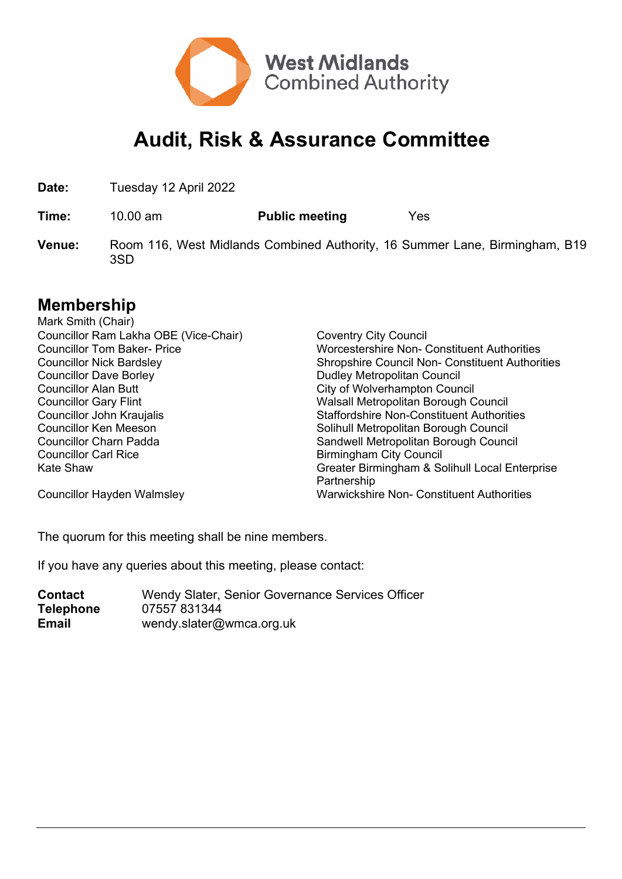West Midlands Combined Authority

# Audit, Risk & Assurance Committee

**Date:** Tuesday 12 April 2022

**Time:** 10.00 am **Public meeting** Yes

**Venue:** Room 116, West Midlands Combined Authority, 16 Summer Lane, Birmingham, B19 3SD

## Membership

| | |
|---|---|
| Mark Smith (Chair) | |
| Councillor Ram Lakha OBE (Vice-Chair) | Coventry City Council |
| Councillor Tom Baker- Price | Worcestershire Non- Constituent Authorities |
| Councillor Nick Bardsley | Shropshire Council Non- Constituent Authorities |
| Councillor Dave Borley | Dudley Metropolitan Council |
| Councillor Alan Butt | City of Wolverhampton Council |
| Councillor Gary Flint | Walsall Metropolitan Borough Council |
| Councillor John Kraujalis | Staffordshire Non-Constituent Authorities |
| Councillor Ken Meeson | Solihull Metropolitan Borough Council |
| Councillor Charn Padda | Sandwell Metropolitan Borough Council |
| Councillor Carl Rice | Birmingham City Council |
| Kate Shaw | Greater Birmingham & Solihull Local Enterprise Partnership |
| Councillor Hayden Walmsley | Warwickshire Non- Constituent Authorities |

The quorum for this meeting shall be nine members.

If you have any queries about this meeting, please contact:

**Contact** Wendy Slater, Senior Governance Services Officer
**Telephone** 07557 831344
**Email** wendy.slater@wmca.org.uk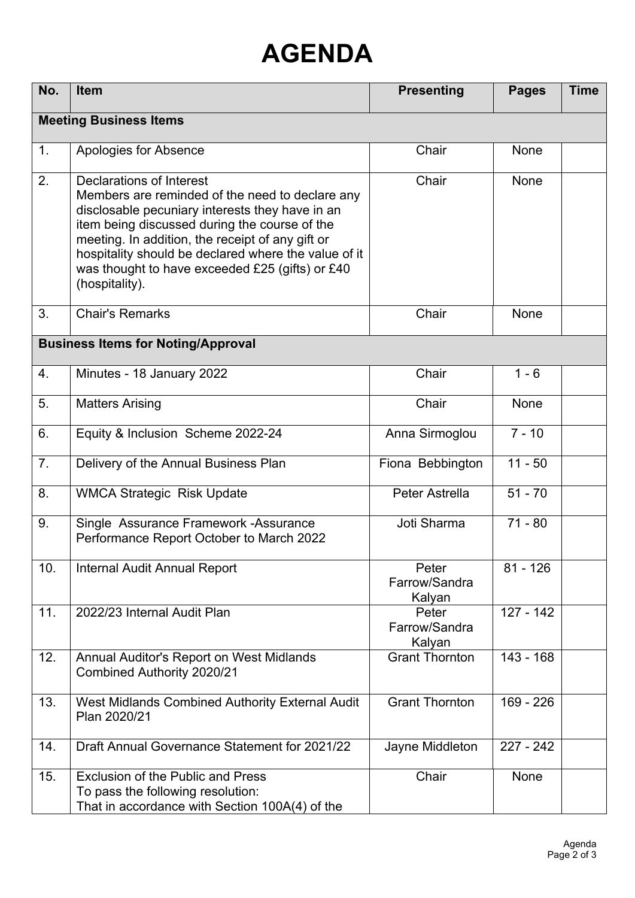# AGENDA

| No. | Item | Presenting | Pages | Time |
|---|---|---|---|---|
| **Meeting Business Items** | | | | |
| 1. | Apologies for Absence | Chair | None | |
| 2. | Declarations of Interest<br>Members are reminded of the need to declare any disclosable pecuniary interests they have in an item being discussed during the course of the meeting. In addition, the receipt of any gift or hospitality should be declared where the value of it was thought to have exceeded £25 (gifts) or £40 (hospitality). | Chair | None | |
| 3. | Chair's Remarks | Chair | None | |
| **Business Items for Noting/Approval** | | | | |
| 4. | Minutes - 18 January 2022 | Chair | 1 - 6 | |
| 5. | Matters Arising | Chair | None | |
| 6. | Equity & Inclusion Scheme 2022-24 | Anna Sirmoglou | 7 - 10 | |
| 7. | Delivery of the Annual Business Plan | Fiona Bebbington | 11 - 50 | |
| 8. | WMCA Strategic Risk Update | Peter Astrella | 51 - 70 | |
| 9. | Single Assurance Framework -Assurance Performance Report October to March 2022 | Joti Sharma | 71 - 80 | |
| 10. | Internal Audit Annual Report | Peter Farrow/Sandra Kalyan | 81 - 126 | |
| 11. | 2022/23 Internal Audit Plan | Peter Farrow/Sandra Kalyan | 127 - 142 | |
| 12. | Annual Auditor's Report on West Midlands Combined Authority 2020/21 | Grant Thornton | 143 - 168 | |
| 13. | West Midlands Combined Authority External Audit Plan 2020/21 | Grant Thornton | 169 - 226 | |
| 14. | Draft Annual Governance Statement for 2021/22 | Jayne Middleton | 227 - 242 | |
| 15. | Exclusion of the Public and Press<br>To pass the following resolution:<br>That in accordance with Section 100A(4) of the | Chair | None | |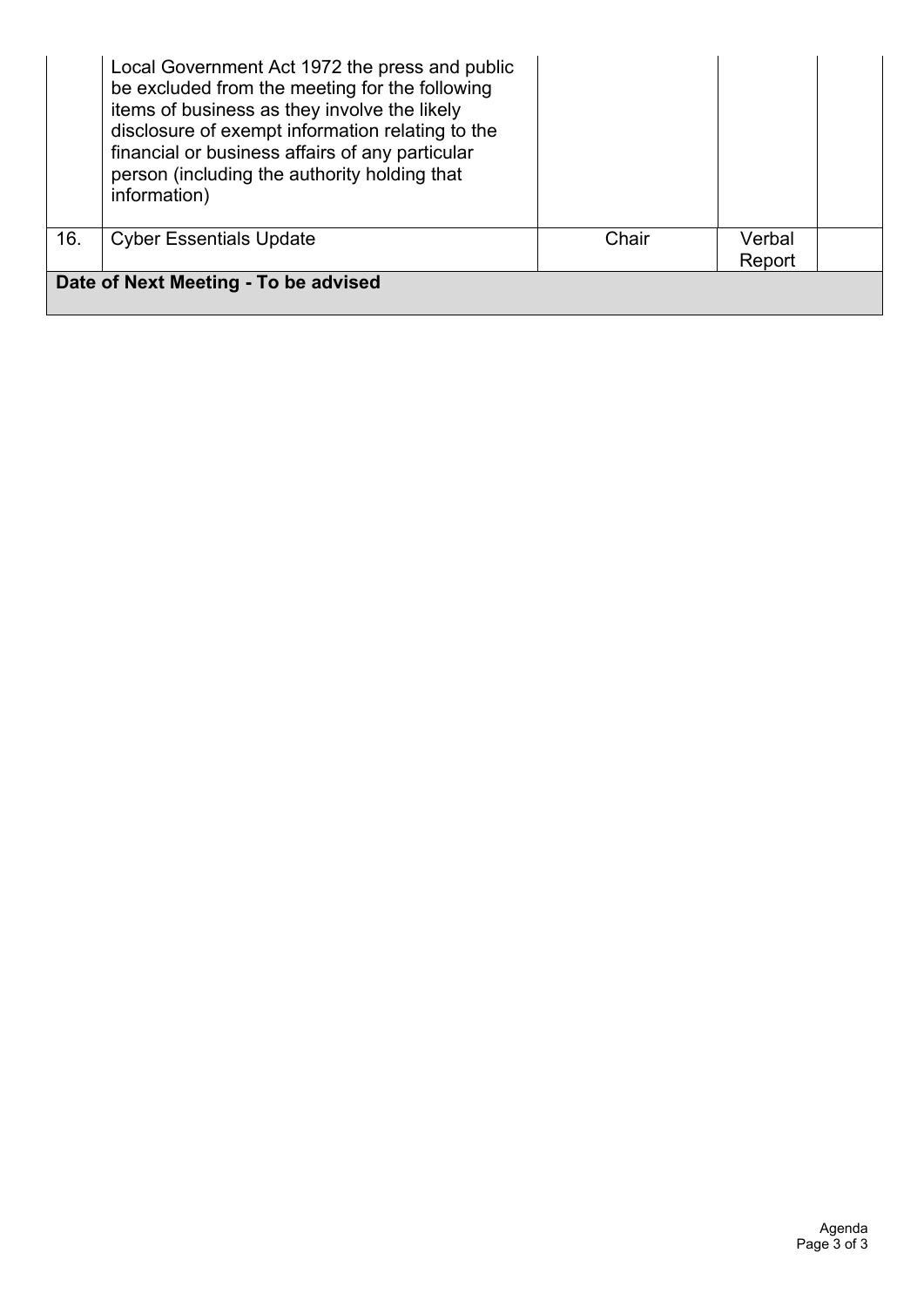| | | | | |
|---|---|---|---|---|
| | Local Government Act 1972 the press and public be excluded from the meeting for the following items of business as they involve the likely disclosure of exempt information relating to the financial or business affairs of any particular person (including the authority holding that information) | | | |
| 16. | Cyber Essentials Update | Chair | Verbal Report | |
| **Date of Next Meeting - To be advised** | | | | |